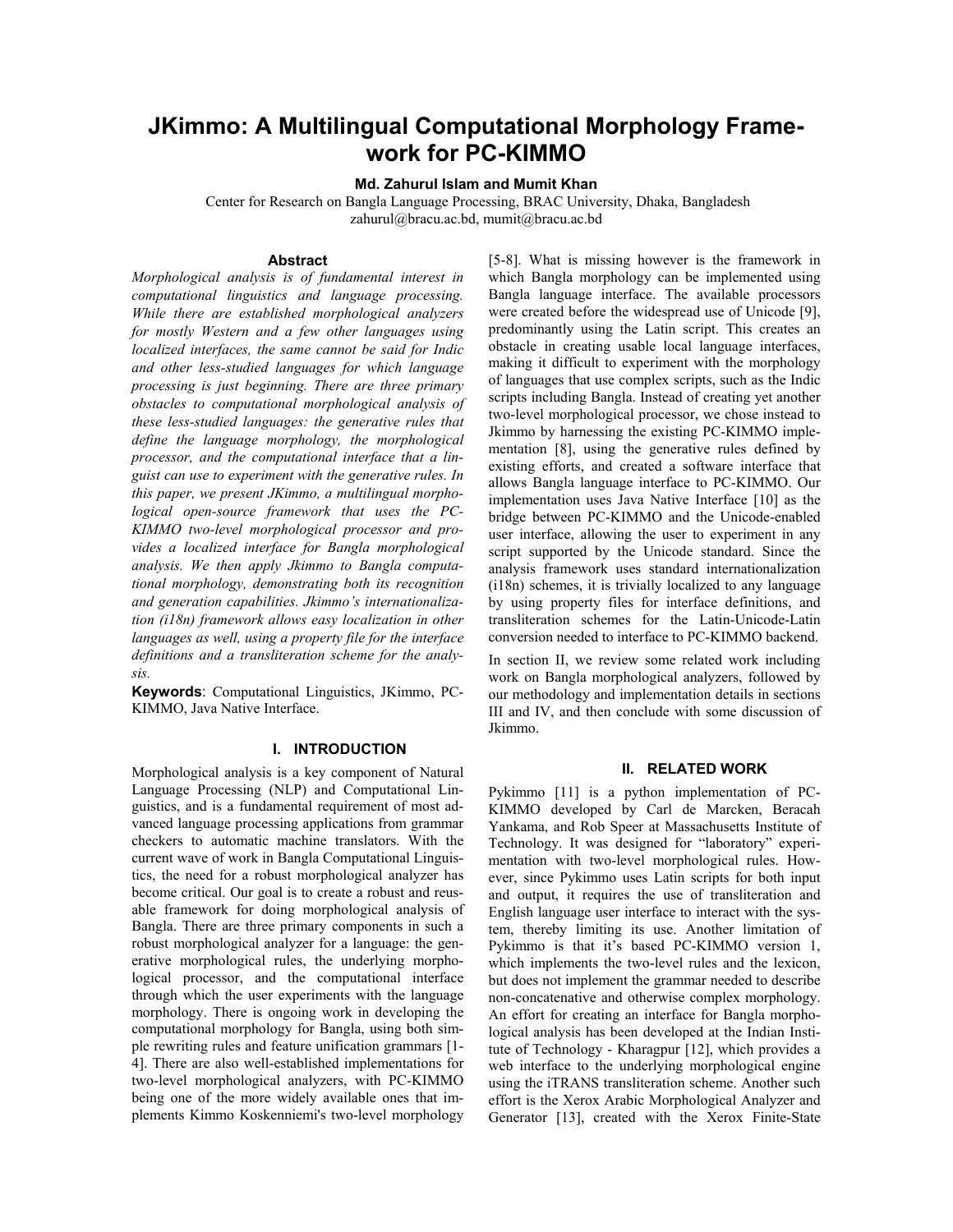# JKimmo: A Multilingual Computational Morphology Framework for PC-KIMMO

**Md. Zahurul Islam and Mumit Khan**

Center for Research on Bangla Language Processing, BRAC University, Dhaka, Bangladesh

zahurul@bracu.ac.bd, mumit@bracu.ac.bd

### Abstract

*Morphological analysis is of fundamental interest in computational linguistics and language processing. While there are established morphological analyzers for mostly Western and a few other languages using localized interfaces, the same cannot be said for Indic and other less-studied languages for which language processing is just beginning. There are three primary obstacles to computational morphological analysis of these less-studied languages: the generative rules that define the language morphology, the morphological processor, and the computational interface that a linguist can use to experiment with the generative rules. In this paper, we present JKimmo, a multilingual morphological open-source framework that uses the PC-KIMMO two-level morphological processor and provides a localized interface for Bangla morphological analysis. We then apply Jkimmo to Bangla computational morphology, demonstrating both its recognition and generation capabilities. Jkimmo's internationalization (i18n) framework allows easy localization in other languages as well, using a property file for the interface definitions and a transliteration scheme for the analysis.*

**Keywords**: Computational Linguistics, JKimmo, PC-KIMMO, Java Native Interface.

## I. INTRODUCTION

Morphological analysis is a key component of Natural Language Processing (NLP) and Computational Linguistics, and is a fundamental requirement of most advanced language processing applications from grammar checkers to automatic machine translators. With the current wave of work in Bangla Computational Linguistics, the need for a robust morphological analyzer has become critical. Our goal is to create a robust and reusable framework for doing morphological analysis of Bangla. There are three primary components in such a robust morphological analyzer for a language: the generative morphological rules, the underlying morphological processor, and the computational interface through which the user experiments with the language morphology. There is ongoing work in developing the computational morphology for Bangla, using both simple rewriting rules and feature unification grammars [1-4]. There are also well-established implementations for two-level morphological analyzers, with PC-KIMMO being one of the more widely available ones that implements Kimmo Koskenniemi's two-level morphology [5-8]. What is missing however is the framework in which Bangla morphology can be implemented using Bangla language interface. The available processors were created before the widespread use of Unicode [9], predominantly using the Latin script. This creates an obstacle in creating usable local language interfaces, making it difficult to experiment with the morphology of languages that use complex scripts, such as the Indic scripts including Bangla. Instead of creating yet another two-level morphological processor, we chose instead to Jkimmo by harnessing the existing PC-KIMMO implementation [8], using the generative rules defined by existing efforts, and created a software interface that allows Bangla language interface to PC-KIMMO. Our implementation uses Java Native Interface [10] as the bridge between PC-KIMMO and the Unicode-enabled user interface, allowing the user to experiment in any script supported by the Unicode standard. Since the analysis framework uses standard internationalization (i18n) schemes, it is trivially localized to any language by using property files for interface definitions, and transliteration schemes for the Latin-Unicode-Latin conversion needed to interface to PC-KIMMO backend.

In section II, we review some related work including work on Bangla morphological analyzers, followed by our methodology and implementation details in sections III and IV, and then conclude with some discussion of Jkimmo.

## II. RELATED WORK

Pykimmo [11] is a python implementation of PC-KIMMO developed by Carl de Marcken, Beracah Yankama, and Rob Speer at Massachusetts Institute of Technology. It was designed for "laboratory" experimentation with two-level morphological rules. However, since Pykimmo uses Latin scripts for both input and output, it requires the use of transliteration and English language user interface to interact with the system, thereby limiting its use. Another limitation of Pykimmo is that it's based PC-KIMMO version 1, which implements the two-level rules and the lexicon, but does not implement the grammar needed to describe non-concatenative and otherwise complex morphology. An effort for creating an interface for Bangla morphological analysis has been developed at the Indian Institute of Technology - Kharagpur [12], which provides a web interface to the underlying morphological engine using the iTRANS transliteration scheme. Another such effort is the Xerox Arabic Morphological Analyzer and Generator [13], created with the Xerox Finite-State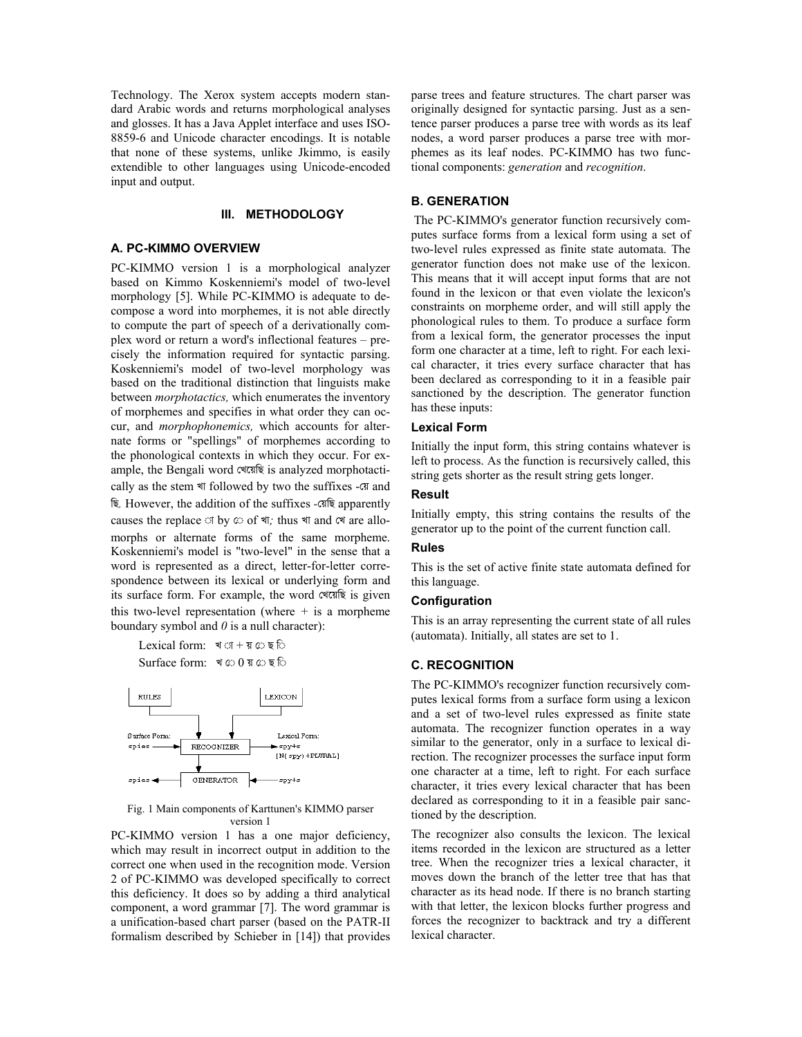Technology. The Xerox system accepts modern standard Arabic words and returns morphological analyses and glosses. It has a Java Applet interface and uses ISO-8859-6 and Unicode character encodings. It is notable that none of these systems, unlike Jkimmo, is easily extendible to other languages using Unicode-encoded input and output.

## III. METHODOLOGY

### A. PC-KIMMO OVERVIEW

PC-KIMMO version 1 is a morphological analyzer based on Kimmo Koskenniemi's model of two-level morphology [5]. While PC-KIMMO is adequate to decompose a word into morphemes, it is not able directly to compute the part of speech of a derivationally complex word or return a word's inflectional features – precisely the information required for syntactic parsing. Koskenniemi's model of two-level morphology was based on the traditional distinction that linguists make between *morphotactics,* which enumerates the inventory of morphemes and specifies in what order they can occur, and *morphophonemics,* which accounts for alternate forms or "spellings" of morphemes according to the phonological contexts in which they occur. For example, the Bengali word খেয়েছি is analyzed morphotactically as the stem খা followed by two the suffixes -য়ে and ছি. However, the addition of the suffixes -য়েছি apparently causes the replace া by ে of খা; thus খা and খে are allomorphs or alternate forms of the same morpheme. Koskenniemi's model is "two-level" in the sense that a word is represented as a direct, letter-for-letter correspondence between its lexical or underlying form and its surface form. For example, the word খেয়েছি is given this two-level representation (where + is a morpheme boundary symbol and *0* is a null character):

Lexical form: খ া + য় ে ছ ি

Surface form: খ ে 0 য় ে ছ ি

RULES

LEXICON

Surface Form:

spies

RECOGNIZER

Lexical Form:

spy+s

[N(spy)+PLURAL]

spies

GENERATOR

spy+s

Fig. 1 Main components of Karttunen's KIMMO parser version 1

PC-KIMMO version 1 has a one major deficiency, which may result in incorrect output in addition to the correct one when used in the recognition mode. Version 2 of PC-KIMMO was developed specifically to correct this deficiency. It does so by adding a third analytical component, a word grammar [7]. The word grammar is a unification-based chart parser (based on the PATR-II formalism described by Schieber in [14]) that provides parse trees and feature structures. The chart parser was originally designed for syntactic parsing. Just as a sentence parser produces a parse tree with words as its leaf nodes, a word parser produces a parse tree with morphemes as its leaf nodes. PC-KIMMO has two functional components: *generation* and *recognition*.

### B. GENERATION

The PC-KIMMO's generator function recursively computes surface forms from a lexical form using a set of two-level rules expressed as finite state automata. The generator function does not make use of the lexicon. This means that it will accept input forms that are not found in the lexicon or that even violate the lexicon's constraints on morpheme order, and will still apply the phonological rules to them. To produce a surface form from a lexical form, the generator processes the input form one character at a time, left to right. For each lexical character, it tries every surface character that has been declared as corresponding to it in a feasible pair sanctioned by the description. The generator function has these inputs:

#### Lexical Form

Initially the input form, this string contains whatever is left to process. As the function is recursively called, this string gets shorter as the result string gets longer.

#### Result

Initially empty, this string contains the results of the generator up to the point of the current function call.

#### Rules

This is the set of active finite state automata defined for this language.

#### Configuration

This is an array representing the current state of all rules (automata). Initially, all states are set to 1.

### C. RECOGNITION

The PC-KIMMO's recognizer function recursively computes lexical forms from a surface form using a lexicon and a set of two-level rules expressed as finite state automata. The recognizer function operates in a way similar to the generator, only in a surface to lexical direction. The recognizer processes the surface input form one character at a time, left to right. For each surface character, it tries every lexical character that has been declared as corresponding to it in a feasible pair sanctioned by the description.

The recognizer also consults the lexicon. The lexical items recorded in the lexicon are structured as a letter tree. When the recognizer tries a lexical character, it moves down the branch of the letter tree that has that character as its head node. If there is no branch starting with that letter, the lexicon blocks further progress and forces the recognizer to backtrack and try a different lexical character.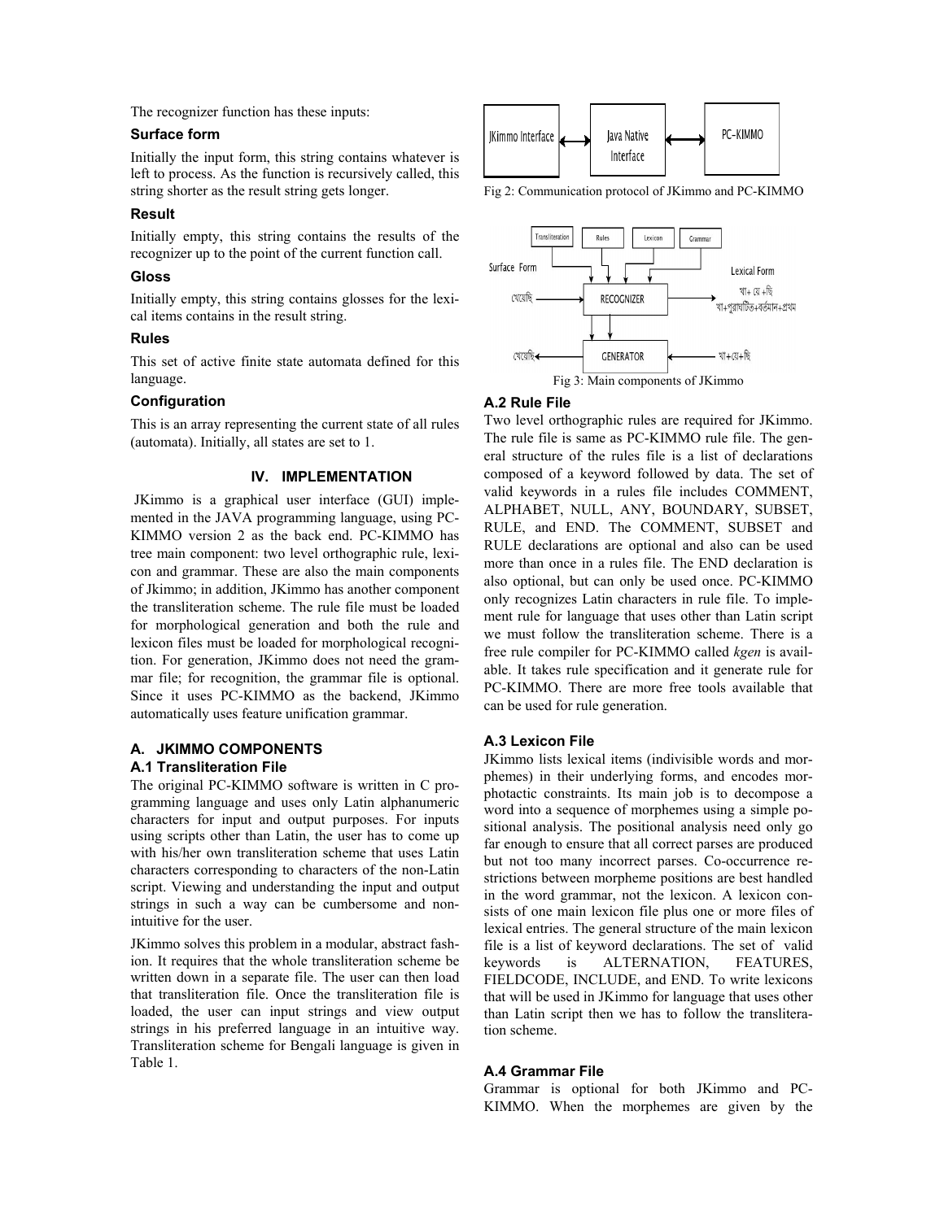The recognizer function has these inputs:

### Surface form

Initially the input form, this string contains whatever is left to process. As the function is recursively called, this string shorter as the result string gets longer.

### Result

Initially empty, this string contains the results of the recognizer up to the point of the current function call.

### Gloss

Initially empty, this string contains glosses for the lexical items contains in the result string.

### Rules

This set of active finite state automata defined for this language.

### Configuration

This is an array representing the current state of all rules (automata). Initially, all states are set to 1.

## IV. IMPLEMENTATION

JKimmo is a graphical user interface (GUI) implemented in the JAVA programming language, using PC-KIMMO version 2 as the back end. PC-KIMMO has tree main component: two level orthographic rule, lexicon and grammar. These are also the main components of Jkimmo; in addition, JKimmo has another component the transliteration scheme. The rule file must be loaded for morphological generation and both the rule and lexicon files must be loaded for morphological recognition. For generation, JKimmo does not need the grammar file; for recognition, the grammar file is optional. Since it uses PC-KIMMO as the backend, JKimmo automatically uses feature unification grammar.

### A. JKIMMO COMPONENTS

### A.1 Transliteration File

The original PC-KIMMO software is written in C programming language and uses only Latin alphanumeric characters for input and output purposes. For inputs using scripts other than Latin, the user has to come up with his/her own transliteration scheme that uses Latin characters corresponding to characters of the non-Latin script. Viewing and understanding the input and output strings in such a way can be cumbersome and non-intuitive for the user.

JKimmo solves this problem in a modular, abstract fashion. It requires that the whole transliteration scheme be written down in a separate file. The user can then load that transliteration file. Once the transliteration file is loaded, the user can input strings and view output strings in his preferred language in an intuitive way. Transliteration scheme for Bengali language is given in Table 1.

Fig 2: Communication protocol of JKimmo and PC-KIMMO

Fig 3: Main components of JKimmo

### A.2 Rule File

Two level orthographic rules are required for JKimmo. The rule file is same as PC-KIMMO rule file. The general structure of the rules file is a list of declarations composed of a keyword followed by data. The set of valid keywords in a rules file includes COMMENT, ALPHABET, NULL, ANY, BOUNDARY, SUBSET, RULE, and END. The COMMENT, SUBSET and RULE declarations are optional and also can be used more than once in a rules file. The END declaration is also optional, but can only be used once. PC-KIMMO only recognizes Latin characters in rule file. To implement rule for language that uses other than Latin script we must follow the transliteration scheme. There is a free rule compiler for PC-KIMMO called *kgen* is available. It takes rule specification and it generate rule for PC-KIMMO. There are more free tools available that can be used for rule generation.

### A.3 Lexicon File

JKimmo lists lexical items (indivisible words and morphemes) in their underlying forms, and encodes morphotactic constraints. Its main job is to decompose a word into a sequence of morphemes using a simple positional analysis. The positional analysis need only go far enough to ensure that all correct parses are produced but not too many incorrect parses. Co-occurrence restrictions between morpheme positions are best handled in the word grammar, not the lexicon. A lexicon consists of one main lexicon file plus one or more files of lexical entries. The general structure of the main lexicon file is a list of keyword declarations. The set of valid keywords is ALTERNATION, FEATURES, FIELDCODE, INCLUDE, and END. To write lexicons that will be used in JKimmo for language that uses other than Latin script then we has to follow the transliteration scheme.

### A.4 Grammar File

Grammar is optional for both JKimmo and PC-KIMMO. When the morphemes are given by the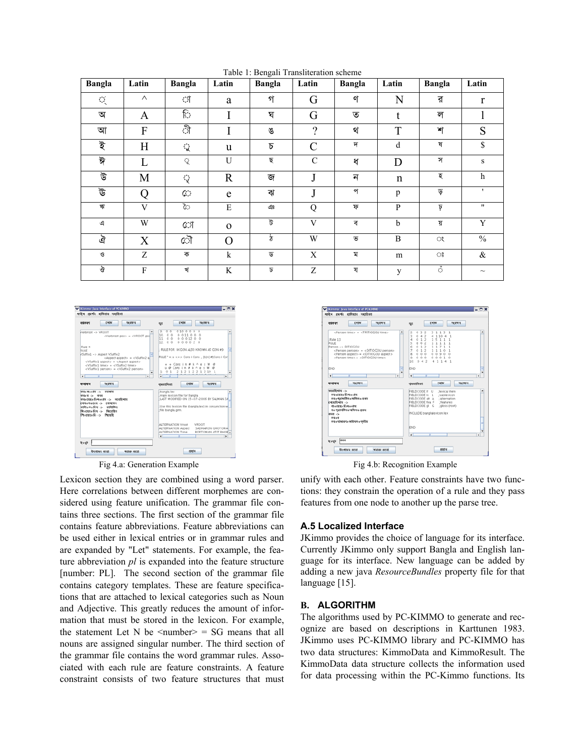Table 1: Bengali Transliteration scheme

| Bangla | Latin | Bangla | Latin | Bangla | Latin | Bangla | Latin | Bangla | Latin |
|---|---|---|---|---|---|---|---|---|---|
| ্ | ^ | া | a | গ | G | ণ | N | র | r |
| অ | A | ি | I | ঘ | G | ত | t | ল | l |
| আ | F | ী | I | ঙ | ? | থ | T | শ | S |
| ই | H | ু | u | চ | C | দ | d | ষ | $ |
| ঈ | L | ূ | U | ছ | C | ধ | D | স | s |
| উ | M | ৃ | R | জ | J | ন | n | হ | h |
| ঊ | Q | ে | e | ঝ | J | প | p | ড় | ' |
| ঋ | V | ৈ | E | ঞ | Q | ফ | P | ঢ় | " |
| এ | W | ো | o | ট | V | ব | b | য় | Y |
| ঐ | X | ৌ | O | ঠ | W | ভ | B | ং | % |
| ও | Z | ক | k | ড | X | ম | m | ঃ | & |
| ঔ | F | খ | K | ঢ | Z | য | y | ঁ | ~ |

Fig 4.a: Generation Example

Fig 4.b: Recognition Example

Lexicon section they are combined using a word parser. Here correlations between different morphemes are considered using feature unification. The grammar file contains three sections. The first section of the grammar file contains feature abbreviations. Feature abbreviations can be used either in lexical entries or in grammar rules and are expanded by "Let" statements. For example, the feature abbreviation *pl* is expanded into the feature structure [number: PL]. The second section of the grammar file contains category templates. These are feature specifications that are attached to lexical categories such as Noun and Adjective. This greatly reduces the amount of information that must be stored in the lexicon. For example, the statement Let N be <number> = SG means that all nouns are assigned singular number. The third section of the grammar file contains the word grammar rules. Associated with each rule are feature constraints. A feature constraint consists of two feature structures that must unify with each other. Feature constraints have two functions: they constrain the operation of a rule and they pass features from one node to another up the parse tree.

### A.5 Localized Interface

JKimmo provides the choice of language for its interface. Currently JKimmo only support Bangla and English language for its interface. New language can be added by adding a new java *ResourceBundles* property file for that language [15].

## B. ALGORITHM

The algorithms used by PC-KIMMO to generate and recognize are based on descriptions in Karttunen 1983. JKimmo uses PC-KIMMO library and PC-KIMMO has two data structures: KimmoData and KimmoResult. The KimmoData data structure collects the information used for data processing within the PC-Kimmo functions. Its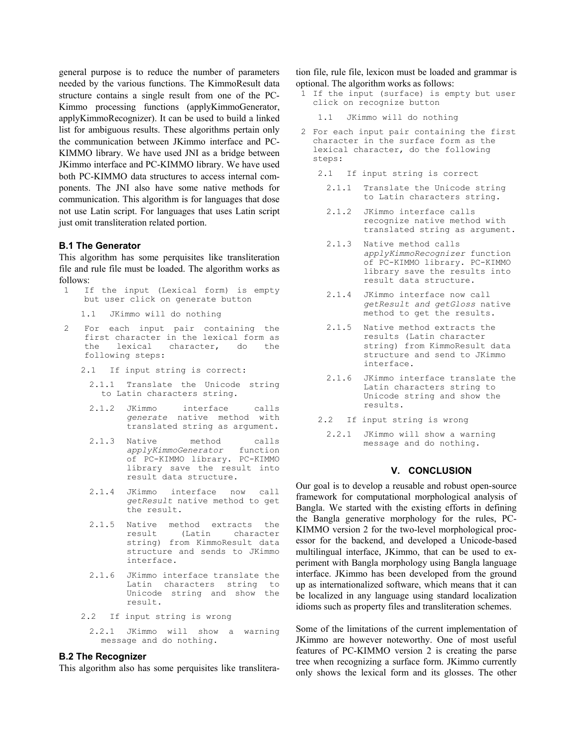general purpose is to reduce the number of parameters needed by the various functions. The KimmoResult data structure contains a single result from one of the PC-Kimmo processing functions (applyKimmoGenerator, applyKimmoRecognizer). It can be used to build a linked list for ambiguous results. These algorithms pertain only the communication between JKimmo interface and PC-KIMMO library. We have used JNI as a bridge between JKimmo interface and PC-KIMMO library. We have used both PC-KIMMO data structures to access internal components. The JNI also have some native methods for communication. This algorithm is for languages that dose not use Latin script. For languages that uses Latin script just omit transliteration related portion.

### B.1 The Generator

This algorithm has some perquisites like transliteration file and rule file must be loaded. The algorithm works as follows:

```
1   If the input (Lexical form) is empty
    but user click on generate button
    1.1  JKimmo will do nothing
2   For each input pair containing the
    first character in the lexical form as
    the lexical character, do the
    following steps:
    2.1  If input string is correct:
      2.1.1  Translate the Unicode string
             to Latin characters string.
      2.1.2  JKimmo interface calls
             generate native method with
             translated string as argument.
      2.1.3  Native method calls
             applyKimmoGenerator function
             of PC-KIMMO library. PC-KIMMO
             library save the result into
             result data structure.
      2.1.4  JKimmo interface now call
             getResult native method to get
             the result.
      2.1.5  Native method extracts the
             result (Latin character
             string) from KimmoResult data
             structure and sends to JKimmo
             interface.
      2.1.6  JKimmo interface translate the
             Latin characters string to
             Unicode string and show the
             result.
    2.2  If input string is wrong
      2.2.1  JKimmo will show a warning
             message and do nothing.
```

### B.2 The Recognizer

This algorithm also has some perquisites like transliteration file, rule file, lexicon must be loaded and grammar is optional. The algorithm works as follows:

```
1 If the input (surface) is empty but user
  click on recognize button
  1.1  JKimmo will do nothing
2 For each input pair containing the first
  character in the surface form as the
  lexical character, do the following
  steps:
  2.1  If input string is correct
    2.1.1  Translate the Unicode string
           to Latin characters string.
    2.1.2  JKimmo interface calls
           recognize native method with
           translated string as argument.
    2.1.3  Native method calls
           applyKimmoRecognizer function
           of PC-KIMMO library. PC-KIMMO
           library save the results into
           result data structure.
    2.1.4  JKimmo interface now call
           getResult and getGloss native
           method to get the results.
    2.1.5  Native method extracts the
           results (Latin character
           string) from KimmoResult data
           structure and send to JKimmo
           interface.
    2.1.6  JKimmo interface translate the
           Latin characters string to
           Unicode string and show the
           results.
  2.2  If input string is wrong
    2.2.1  JKimmo will show a warning
           message and do nothing.
```

## V. CONCLUSION

Our goal is to develop a reusable and robust open-source framework for computational morphological analysis of Bangla. We started with the existing efforts in defining the Bangla generative morphology for the rules, PC-KIMMO version 2 for the two-level morphological processor for the backend, and developed a Unicode-based multilingual interface, JKimmo, that can be used to experiment with Bangla morphology using Bangla language interface. JKimmo has been developed from the ground up as internationalized software, which means that it can be localized in any language using standard localization idioms such as property files and transliteration schemes.

Some of the limitations of the current implementation of JKimmo are however noteworthy. One of most useful features of PC-KIMMO version 2 is creating the parse tree when recognizing a surface form. JKimmo currently only shows the lexical form and its glosses. The other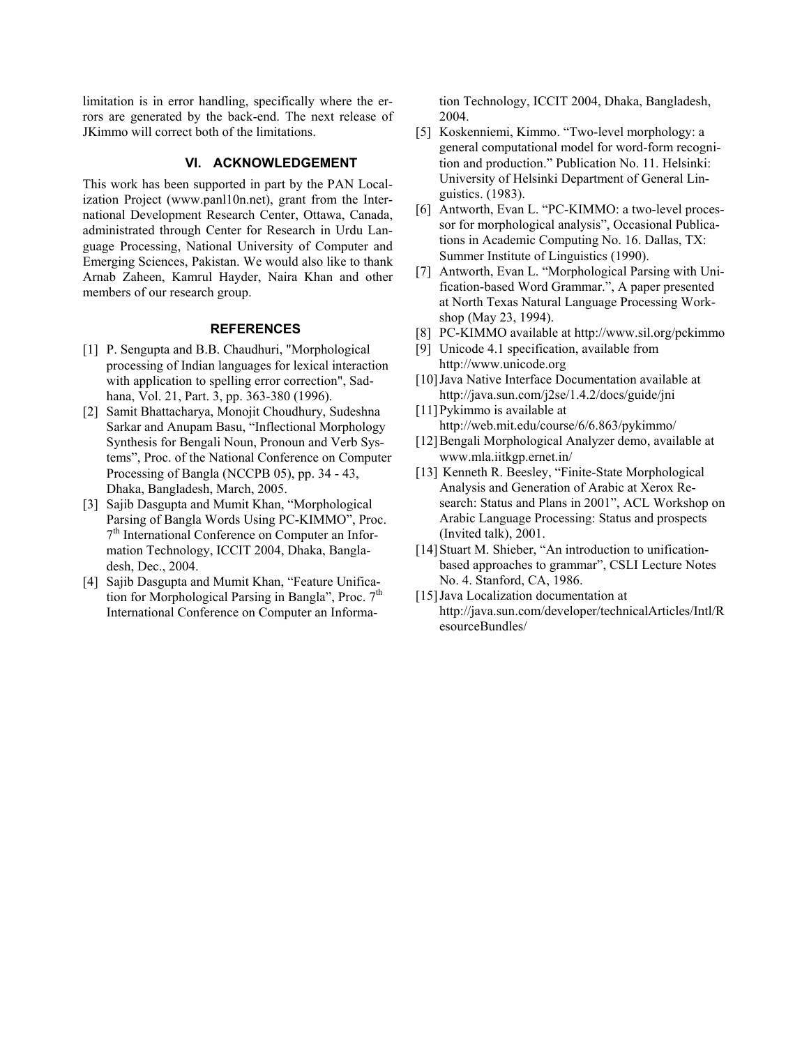limitation is in error handling, specifically where the errors are generated by the back-end. The next release of JKimmo will correct both of the limitations.

## VI. ACKNOWLEDGEMENT

This work has been supported in part by the PAN Localization Project (www.panl10n.net), grant from the International Development Research Center, Ottawa, Canada, administrated through Center for Research in Urdu Language Processing, National University of Computer and Emerging Sciences, Pakistan. We would also like to thank Arnab Zaheen, Kamrul Hayder, Naira Khan and other members of our research group.

## REFERENCES

[1] P. Sengupta and B.B. Chaudhuri, "Morphological processing of Indian languages for lexical interaction with application to spelling error correction", Sadhana, Vol. 21, Part. 3, pp. 363-380 (1996).

[2] Samit Bhattacharya, Monojit Choudhury, Sudeshna Sarkar and Anupam Basu, "Inflectional Morphology Synthesis for Bengali Noun, Pronoun and Verb Systems", Proc. of the National Conference on Computer Processing of Bangla (NCCPB 05), pp. 34 - 43, Dhaka, Bangladesh, March, 2005.

[3] Sajib Dasgupta and Mumit Khan, "Morphological Parsing of Bangla Words Using PC-KIMMO", Proc. 7th International Conference on Computer an Information Technology, ICCIT 2004, Dhaka, Bangladesh, Dec., 2004.

[4] Sajib Dasgupta and Mumit Khan, "Feature Unification for Morphological Parsing in Bangla", Proc. 7th International Conference on Computer an Information Technology, ICCIT 2004, Dhaka, Bangladesh, 2004.

[5] Koskenniemi, Kimmo. "Two-level morphology: a general computational model for word-form recognition and production." Publication No. 11. Helsinki: University of Helsinki Department of General Linguistics. (1983).

[6] Antworth, Evan L. "PC-KIMMO: a two-level processor for morphological analysis", Occasional Publications in Academic Computing No. 16. Dallas, TX: Summer Institute of Linguistics (1990).

[7] Antworth, Evan L. "Morphological Parsing with Unification-based Word Grammar.", A paper presented at North Texas Natural Language Processing Workshop (May 23, 1994).

[8] PC-KIMMO available at http://www.sil.org/pckimmo

[9] Unicode 4.1 specification, available from http://www.unicode.org

[10] Java Native Interface Documentation available at http://java.sun.com/j2se/1.4.2/docs/guide/jni

[11] Pykimmo is available at http://web.mit.edu/course/6/6.863/pykimmo/

[12] Bengali Morphological Analyzer demo, available at www.mla.iitkgp.ernet.in/

[13] Kenneth R. Beesley, "Finite-State Morphological Analysis and Generation of Arabic at Xerox Research: Status and Plans in 2001", ACL Workshop on Arabic Language Processing: Status and prospects (Invited talk), 2001.

[14] Stuart M. Shieber, "An introduction to unification-based approaches to grammar", CSLI Lecture Notes No. 4. Stanford, CA, 1986.

[15] Java Localization documentation at http://java.sun.com/developer/technicalArticles/Intl/ResourceBundles/